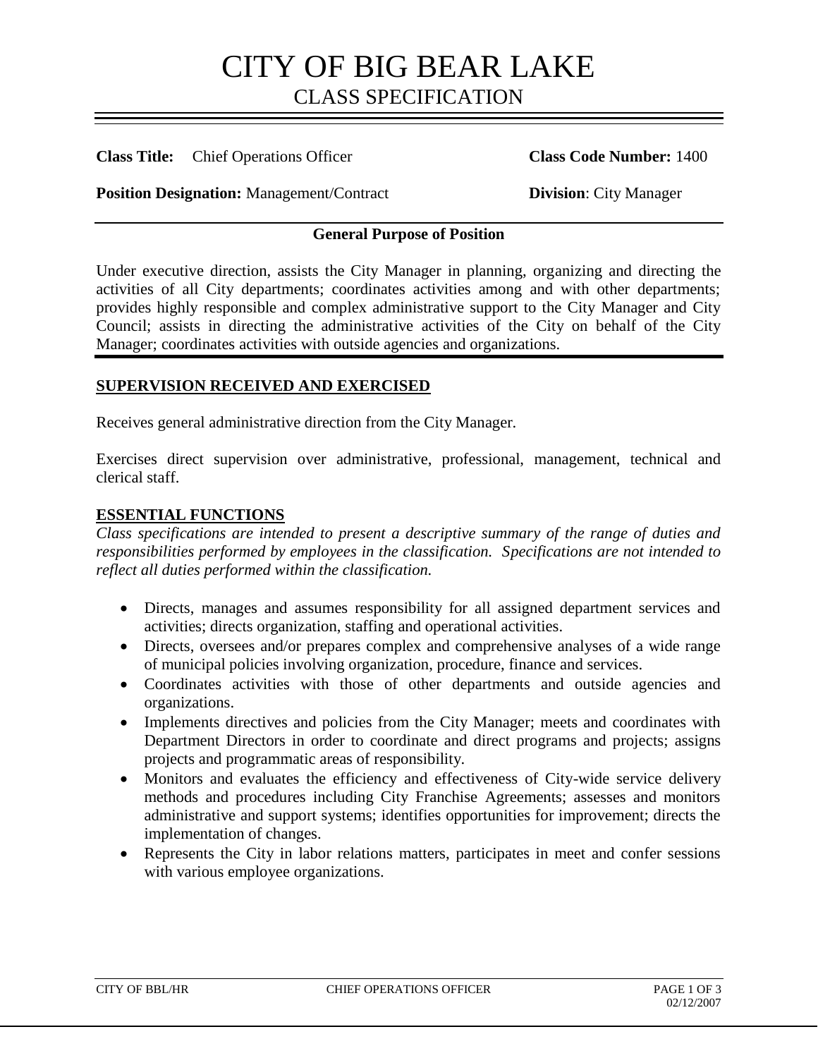# CITY OF BIG BEAR LAKE
## CLASS SPECIFICATION

**Class Title:** Chief Operations Officer **Class Code Number:** 1400

**Position Designation:** Management/Contract **Division**: City Manager

### General Purpose of Position

Under executive direction, assists the City Manager in planning, organizing and directing the activities of all City departments; coordinates activities among and with other departments; provides highly responsible and complex administrative support to the City Manager and City Council; assists in directing the administrative activities of the City on behalf of the City Manager; coordinates activities with outside agencies and organizations.

### SUPERVISION RECEIVED AND EXERCISED

Receives general administrative direction from the City Manager.

Exercises direct supervision over administrative, professional, management, technical and clerical staff.

### ESSENTIAL FUNCTIONS

*Class specifications are intended to present a descriptive summary of the range of duties and responsibilities performed by employees in the classification. Specifications are not intended to reflect all duties performed within the classification.*

- Directs, manages and assumes responsibility for all assigned department services and activities; directs organization, staffing and operational activities.
- Directs, oversees and/or prepares complex and comprehensive analyses of a wide range of municipal policies involving organization, procedure, finance and services.
- Coordinates activities with those of other departments and outside agencies and organizations.
- Implements directives and policies from the City Manager; meets and coordinates with Department Directors in order to coordinate and direct programs and projects; assigns projects and programmatic areas of responsibility.
- Monitors and evaluates the efficiency and effectiveness of City-wide service delivery methods and procedures including City Franchise Agreements; assesses and monitors administrative and support systems; identifies opportunities for improvement; directs the implementation of changes.
- Represents the City in labor relations matters, participates in meet and confer sessions with various employee organizations.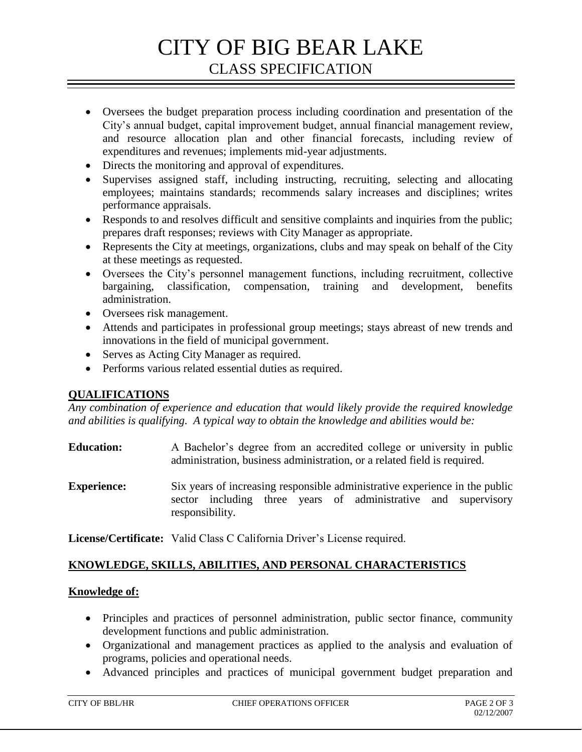- Oversees the budget preparation process including coordination and presentation of the City's annual budget, capital improvement budget, annual financial management review, and resource allocation plan and other financial forecasts, including review of expenditures and revenues; implements mid-year adjustments.
- Directs the monitoring and approval of expenditures.
- Supervises assigned staff, including instructing, recruiting, selecting and allocating employees; maintains standards; recommends salary increases and disciplines; writes performance appraisals.
- Responds to and resolves difficult and sensitive complaints and inquiries from the public; prepares draft responses; reviews with City Manager as appropriate.
- Represents the City at meetings, organizations, clubs and may speak on behalf of the City at these meetings as requested.
- Oversees the City's personnel management functions, including recruitment, collective bargaining, classification, compensation, training and development, benefits administration.
- Oversees risk management.
- Attends and participates in professional group meetings; stays abreast of new trends and innovations in the field of municipal government.
- Serves as Acting City Manager as required.
- Performs various related essential duties as required.

## QUALIFICATIONS

*Any combination of experience and education that would likely provide the required knowledge and abilities is qualifying. A typical way to obtain the knowledge and abilities would be:*

**Education:** A Bachelor's degree from an accredited college or university in public administration, business administration, or a related field is required.

**Experience:** Six years of increasing responsible administrative experience in the public sector including three years of administrative and supervisory responsibility.

**License/Certificate:** Valid Class C California Driver's License required.

## KNOWLEDGE, SKILLS, ABILITIES, AND PERSONAL CHARACTERISTICS

### Knowledge of:

- Principles and practices of personnel administration, public sector finance, community development functions and public administration.
- Organizational and management practices as applied to the analysis and evaluation of programs, policies and operational needs.
- Advanced principles and practices of municipal government budget preparation and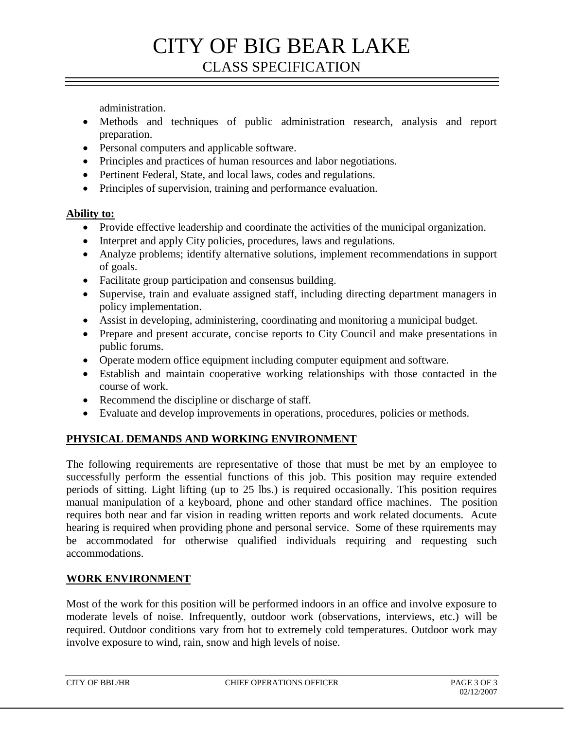administration.

- Methods and techniques of public administration research, analysis and report preparation.
- Personal computers and applicable software.
- Principles and practices of human resources and labor negotiations.
- Pertinent Federal, State, and local laws, codes and regulations.
- Principles of supervision, training and performance evaluation.

**Ability to:**

- Provide effective leadership and coordinate the activities of the municipal organization.
- Interpret and apply City policies, procedures, laws and regulations.
- Analyze problems; identify alternative solutions, implement recommendations in support of goals.
- Facilitate group participation and consensus building.
- Supervise, train and evaluate assigned staff, including directing department managers in policy implementation.
- Assist in developing, administering, coordinating and monitoring a municipal budget.
- Prepare and present accurate, concise reports to City Council and make presentations in public forums.
- Operate modern office equipment including computer equipment and software.
- Establish and maintain cooperative working relationships with those contacted in the course of work.
- Recommend the discipline or discharge of staff.
- Evaluate and develop improvements in operations, procedures, policies or methods.

## PHYSICAL DEMANDS AND WORKING ENVIRONMENT

The following requirements are representative of those that must be met by an employee to successfully perform the essential functions of this job. This position may require extended periods of sitting. Light lifting (up to 25 lbs.) is required occasionally. This position requires manual manipulation of a keyboard, phone and other standard office machines. The position requires both near and far vision in reading written reports and work related documents. Acute hearing is required when providing phone and personal service. Some of these rquirements may be accommodated for otherwise qualified individuals requiring and requesting such accommodations.

## WORK ENVIRONMENT

Most of the work for this position will be performed indoors in an office and involve exposure to moderate levels of noise. Infrequently, outdoor work (observations, interviews, etc.) will be required. Outdoor conditions vary from hot to extremely cold temperatures. Outdoor work may involve exposure to wind, rain, snow and high levels of noise.